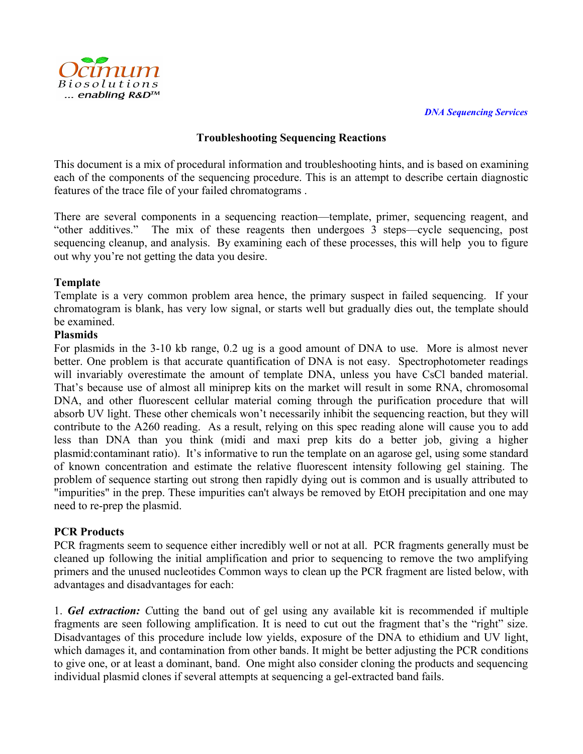*DNA Sequencing Services*

## Troubleshooting Sequencing Reactions

This document is a mix of procedural information and troubleshooting hints, and is based on examining each of the components of the sequencing procedure. This is an attempt to describe certain diagnostic features of the trace file of your failed chromatograms .

There are several components in a sequencing reaction—template, primer, sequencing reagent, and "other additives." The mix of these reagents then undergoes 3 steps—cycle sequencing, post sequencing cleanup, and analysis. By examining each of these processes, this will help you to figure out why you're not getting the data you desire.

### Template

Template is a very common problem area hence, the primary suspect in failed sequencing. If your chromatogram is blank, has very low signal, or starts well but gradually dies out, the template should be examined.

#### Plasmids

For plasmids in the 3-10 kb range, 0.2 ug is a good amount of DNA to use. More is almost never better. One problem is that accurate quantification of DNA is not easy. Spectrophotometer readings will invariably overestimate the amount of template DNA, unless you have CsCl banded material. That's because use of almost all miniprep kits on the market will result in some RNA, chromosomal DNA, and other fluorescent cellular material coming through the purification procedure that will absorb UV light. These other chemicals won't necessarily inhibit the sequencing reaction, but they will contribute to the A260 reading. As a result, relying on this spec reading alone will cause you to add less than DNA than you think (midi and maxi prep kits do a better job, giving a higher plasmid:contaminant ratio). It's informative to run the template on an agarose gel, using some standard of known concentration and estimate the relative fluorescent intensity following gel staining. The problem of sequence starting out strong then rapidly dying out is common and is usually attributed to "impurities" in the prep. These impurities can't always be removed by EtOH precipitation and one may need to re-prep the plasmid.

### PCR Products

PCR fragments seem to sequence either incredibly well or not at all. PCR fragments generally must be cleaned up following the initial amplification and prior to sequencing to remove the two amplifying primers and the unused nucleotides Common ways to clean up the PCR fragment are listed below, with advantages and disadvantages for each:

1. ***Gel extraction:*** *C*utting the band out of gel using any available kit is recommended if multiple fragments are seen following amplification. It is need to cut out the fragment that's the "right" size. Disadvantages of this procedure include low yields, exposure of the DNA to ethidium and UV light, which damages it, and contamination from other bands. It might be better adjusting the PCR conditions to give one, or at least a dominant, band. One might also consider cloning the products and sequencing individual plasmid clones if several attempts at sequencing a gel-extracted band fails.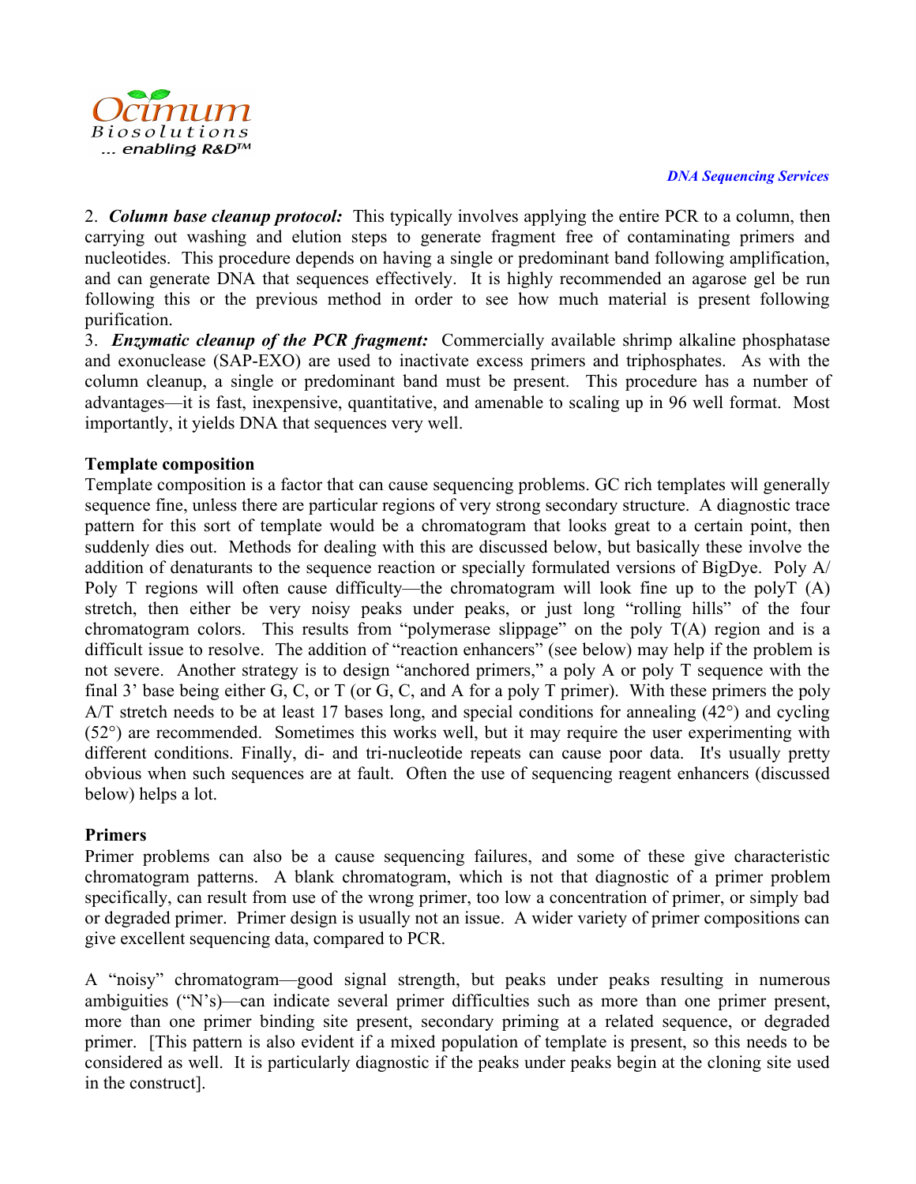2. ***Column base cleanup protocol:*** This typically involves applying the entire PCR to a column, then carrying out washing and elution steps to generate fragment free of contaminating primers and nucleotides. This procedure depends on having a single or predominant band following amplification, and can generate DNA that sequences effectively. It is highly recommended an agarose gel be run following this or the previous method in order to see how much material is present following purification.

3. ***Enzymatic cleanup of the PCR fragment:*** Commercially available shrimp alkaline phosphatase and exonuclease (SAP-EXO) are used to inactivate excess primers and triphosphates. As with the column cleanup, a single or predominant band must be present. This procedure has a number of advantages—it is fast, inexpensive, quantitative, and amenable to scaling up in 96 well format. Most importantly, it yields DNA that sequences very well.

**Template composition**

Template composition is a factor that can cause sequencing problems. GC rich templates will generally sequence fine, unless there are particular regions of very strong secondary structure. A diagnostic trace pattern for this sort of template would be a chromatogram that looks great to a certain point, then suddenly dies out. Methods for dealing with this are discussed below, but basically these involve the addition of denaturants to the sequence reaction or specially formulated versions of BigDye. Poly A/ Poly T regions will often cause difficulty—the chromatogram will look fine up to the polyT (A) stretch, then either be very noisy peaks under peaks, or just long "rolling hills" of the four chromatogram colors. This results from "polymerase slippage" on the poly T(A) region and is a difficult issue to resolve. The addition of "reaction enhancers" (see below) may help if the problem is not severe. Another strategy is to design "anchored primers," a poly A or poly T sequence with the final 3' base being either G, C, or T (or G, C, and A for a poly T primer). With these primers the poly A/T stretch needs to be at least 17 bases long, and special conditions for annealing (42°) and cycling (52°) are recommended. Sometimes this works well, but it may require the user experimenting with different conditions. Finally, di- and tri-nucleotide repeats can cause poor data. It's usually pretty obvious when such sequences are at fault. Often the use of sequencing reagent enhancers (discussed below) helps a lot.

**Primers**

Primer problems can also be a cause sequencing failures, and some of these give characteristic chromatogram patterns. A blank chromatogram, which is not that diagnostic of a primer problem specifically, can result from use of the wrong primer, too low a concentration of primer, or simply bad or degraded primer. Primer design is usually not an issue. A wider variety of primer compositions can give excellent sequencing data, compared to PCR.

A "noisy" chromatogram—good signal strength, but peaks under peaks resulting in numerous ambiguities ("N's)—can indicate several primer difficulties such as more than one primer present, more than one primer binding site present, secondary priming at a related sequence, or degraded primer. [This pattern is also evident if a mixed population of template is present, so this needs to be considered as well. It is particularly diagnostic if the peaks under peaks begin at the cloning site used in the construct].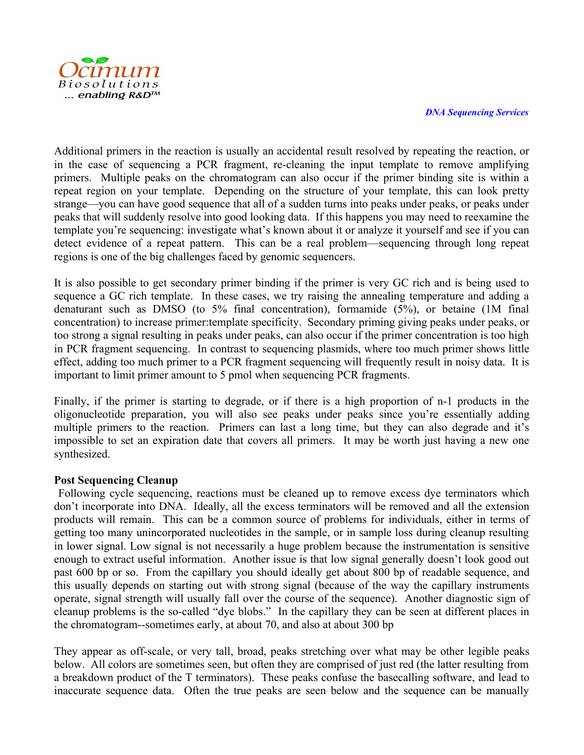Additional primers in the reaction is usually an accidental result resolved by repeating the reaction, or in the case of sequencing a PCR fragment, re-cleaning the input template to remove amplifying primers. Multiple peaks on the chromatogram can also occur if the primer binding site is within a repeat region on your template. Depending on the structure of your template, this can look pretty strange—you can have good sequence that all of a sudden turns into peaks under peaks, or peaks under peaks that will suddenly resolve into good looking data. If this happens you may need to reexamine the template you're sequencing: investigate what's known about it or analyze it yourself and see if you can detect evidence of a repeat pattern. This can be a real problem—sequencing through long repeat regions is one of the big challenges faced by genomic sequencers.

It is also possible to get secondary primer binding if the primer is very GC rich and is being used to sequence a GC rich template. In these cases, we try raising the annealing temperature and adding a denaturant such as DMSO (to 5% final concentration), formamide (5%), or betaine (1M final concentration) to increase primer:template specificity. Secondary priming giving peaks under peaks, or too strong a signal resulting in peaks under peaks, can also occur if the primer concentration is too high in PCR fragment sequencing. In contrast to sequencing plasmids, where too much primer shows little effect, adding too much primer to a PCR fragment sequencing will frequently result in noisy data. It is important to limit primer amount to 5 pmol when sequencing PCR fragments.

Finally, if the primer is starting to degrade, or if there is a high proportion of n-1 products in the oligonucleotide preparation, you will also see peaks under peaks since you're essentially adding multiple primers to the reaction. Primers can last a long time, but they can also degrade and it's impossible to set an expiration date that covers all primers. It may be worth just having a new one synthesized.

**Post Sequencing Cleanup**

Following cycle sequencing, reactions must be cleaned up to remove excess dye terminators which don't incorporate into DNA. Ideally, all the excess terminators will be removed and all the extension products will remain. This can be a common source of problems for individuals, either in terms of getting too many unincorporated nucleotides in the sample, or in sample loss during cleanup resulting in lower signal. Low signal is not necessarily a huge problem because the instrumentation is sensitive enough to extract useful information. Another issue is that low signal generally doesn't look good out past 600 bp or so. From the capillary you should ideally get about 800 bp of readable sequence, and this usually depends on starting out with strong signal (because of the way the capillary instruments operate, signal strength will usually fall over the course of the sequence). Another diagnostic sign of cleanup problems is the so-called "dye blobs." In the capillary they can be seen at different places in the chromatogram--sometimes early, at about 70, and also at about 300 bp

They appear as off-scale, or very tall, broad, peaks stretching over what may be other legible peaks below. All colors are sometimes seen, but often they are comprised of just red (the latter resulting from a breakdown product of the T terminators). These peaks confuse the basecalling software, and lead to inaccurate sequence data. Often the true peaks are seen below and the sequence can be manually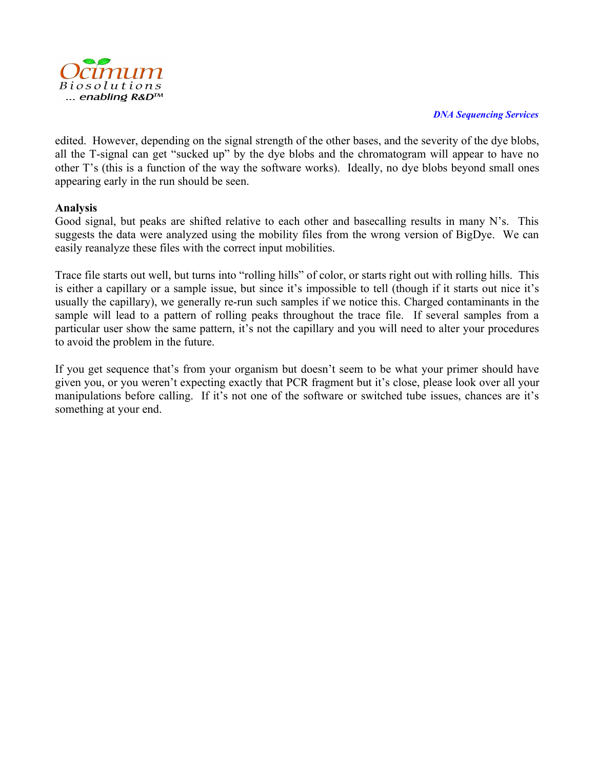edited. However, depending on the signal strength of the other bases, and the severity of the dye blobs, all the T-signal can get "sucked up" by the dye blobs and the chromatogram will appear to have no other T's (this is a function of the way the software works). Ideally, no dye blobs beyond small ones appearing early in the run should be seen.

**Analysis**

Good signal, but peaks are shifted relative to each other and basecalling results in many N's. This suggests the data were analyzed using the mobility files from the wrong version of BigDye. We can easily reanalyze these files with the correct input mobilities.

Trace file starts out well, but turns into "rolling hills" of color, or starts right out with rolling hills. This is either a capillary or a sample issue, but since it's impossible to tell (though if it starts out nice it's usually the capillary), we generally re-run such samples if we notice this. Charged contaminants in the sample will lead to a pattern of rolling peaks throughout the trace file. If several samples from a particular user show the same pattern, it's not the capillary and you will need to alter your procedures to avoid the problem in the future.

If you get sequence that's from your organism but doesn't seem to be what your primer should have given you, or you weren't expecting exactly that PCR fragment but it's close, please look over all your manipulations before calling. If it's not one of the software or switched tube issues, chances are it's something at your end.